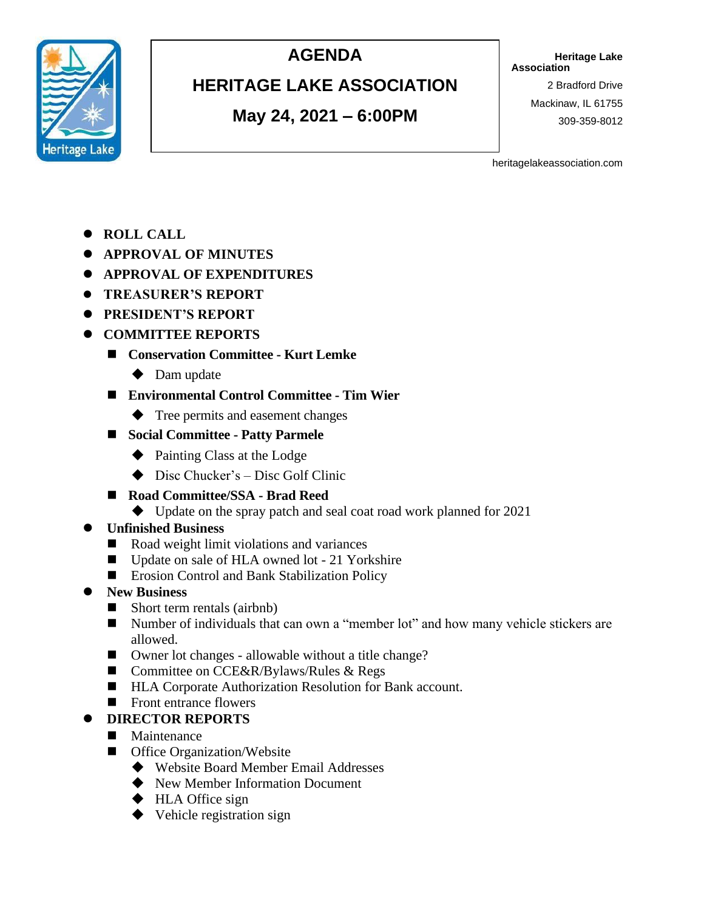# AGENDA

## HERITAGE LAKE ASSOCIATION

### May 24, 2021 – 6:00PM

**Heritage Lake Association**
2 Bradford Drive
Mackinaw, IL 61755
309-359-8012

heritagelakeassociation.com

- **ROLL CALL**
- **APPROVAL OF MINUTES**
- **APPROVAL OF EXPENDITURES**
- **TREASURER'S REPORT**
- **PRESIDENT'S REPORT**
- **COMMITTEE REPORTS**
  - **Conservation Committee - Kurt Lemke**
    - Dam update
  - **Environmental Control Committee - Tim Wier**
    - Tree permits and easement changes
  - **Social Committee - Patty Parmele**
    - Painting Class at the Lodge
    - Disc Chucker's – Disc Golf Clinic
  - **Road Committee/SSA - Brad Reed**
    - Update on the spray patch and seal coat road work planned for 2021
- **Unfinished Business**
  - Road weight limit violations and variances
  - Update on sale of HLA owned lot - 21 Yorkshire
  - Erosion Control and Bank Stabilization Policy
- **New Business**
  - Short term rentals (airbnb)
  - Number of individuals that can own a "member lot" and how many vehicle stickers are allowed.
  - Owner lot changes - allowable without a title change?
  - Committee on CCE&R/Bylaws/Rules & Regs
  - HLA Corporate Authorization Resolution for Bank account.
  - Front entrance flowers
- **DIRECTOR REPORTS**
  - Maintenance
  - Office Organization/Website
    - Website Board Member Email Addresses
    - New Member Information Document
    - HLA Office sign
    - Vehicle registration sign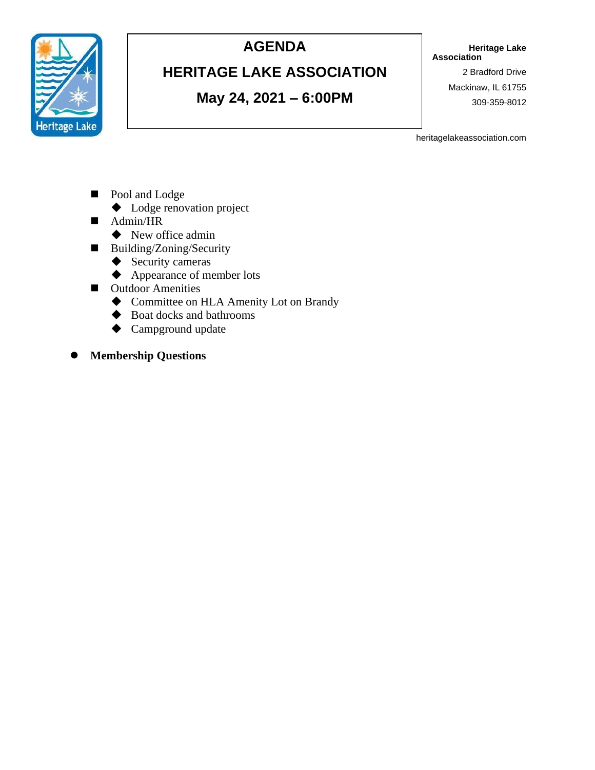# AGENDA

## HERITAGE LAKE ASSOCIATION

## May 24, 2021 – 6:00PM

**Heritage Lake Association**
2 Bradford Drive
Mackinaw, IL 61755
309-359-8012

heritagelakeassociation.com

- Pool and Lodge
  - Lodge renovation project
- Admin/HR
  - New office admin
- Building/Zoning/Security
  - Security cameras
  - Appearance of member lots
- Outdoor Amenities
  - Committee on HLA Amenity Lot on Brandy
  - Boat docks and bathrooms
  - Campground update

- **Membership Questions**